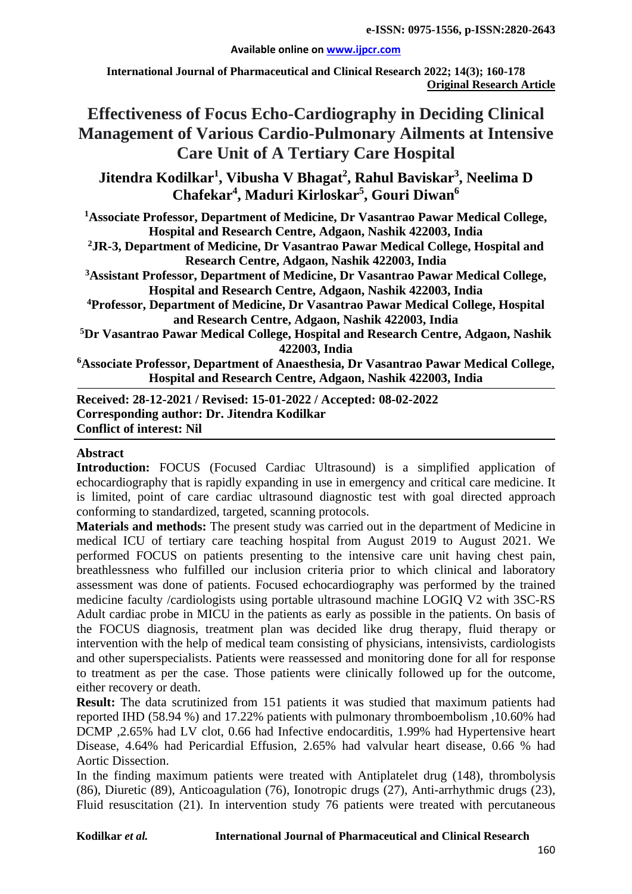**e-ISSN: 0975-1556, p-ISSN:2820-2643**

**Available online on www.ijpcr.com**

**Original Research Article**

# Effectiveness of Focus Echo-Cardiography in Deciding Clinical Management of Various Cardio-Pulmonary Ailments at Intensive Care Unit of A Tertiary Care Hospital

## Jitendra Kodilkar[1], Vibusha V Bhagat[2], Rahul Baviskar[3], Neelima D Chafekar[4], Maduri Kirloskar[5], Gouri Diwan[6]

[1]Associate Professor, Department of Medicine, Dr Vasantrao Pawar Medical College, Hospital and Research Centre, Adgaon, Nashik 422003, India

[2]JR-3, Department of Medicine, Dr Vasantrao Pawar Medical College, Hospital and Research Centre, Adgaon, Nashik 422003, India

[3]Assistant Professor, Department of Medicine, Dr Vasantrao Pawar Medical College, Hospital and Research Centre, Adgaon, Nashik 422003, India

[4]Professor, Department of Medicine, Dr Vasantrao Pawar Medical College, Hospital and Research Centre, Adgaon, Nashik 422003, India

[5]Dr Vasantrao Pawar Medical College, Hospital and Research Centre, Adgaon, Nashik 422003, India

[6]Associate Professor, Department of Anaesthesia, Dr Vasantrao Pawar Medical College, Hospital and Research Centre, Adgaon, Nashik 422003, India

**Received: 28-12-2021 / Revised: 15-01-2022 / Accepted: 08-02-2022**
**Corresponding author: Dr. Jitendra Kodilkar**
**Conflict of interest: Nil**

**Abstract**

**Introduction:** FOCUS (Focused Cardiac Ultrasound) is a simplified application of echocardiography that is rapidly expanding in use in emergency and critical care medicine. It is limited, point of care cardiac ultrasound diagnostic test with goal directed approach conforming to standardized, targeted, scanning protocols.

**Materials and methods:** The present study was carried out in the department of Medicine in medical ICU of tertiary care teaching hospital from August 2019 to August 2021. We performed FOCUS on patients presenting to the intensive care unit having chest pain, breathlessness who fulfilled our inclusion criteria prior to which clinical and laboratory assessment was done of patients. Focused echocardiography was performed by the trained medicine faculty /cardiologists using portable ultrasound machine LOGIQ V2 with 3SC-RS Adult cardiac probe in MICU in the patients as early as possible in the patients. On basis of the FOCUS diagnosis, treatment plan was decided like drug therapy, fluid therapy or intervention with the help of medical team consisting of physicians, intensivists, cardiologists and other superspecialists. Patients were reassessed and monitoring done for all for response to treatment as per the case. Those patients were clinically followed up for the outcome, either recovery or death.

**Result:** The data scrutinized from 151 patients it was studied that maximum patients had reported IHD (58.94 %) and 17.22% patients with pulmonary thromboembolism ,10.60% had DCMP ,2.65% had LV clot, 0.66 had Infective endocarditis, 1.99% had Hypertensive heart Disease, 4.64% had Pericardial Effusion, 2.65% had valvular heart disease, 0.66 % had Aortic Dissection.

In the finding maximum patients were treated with Antiplatelet drug (148), thrombolysis (86), Diuretic (89), Anticoagulation (76), Ionotropic drugs (27), Anti-arrhythmic drugs (23), Fluid resuscitation (21). In intervention study 76 patients were treated with percutaneous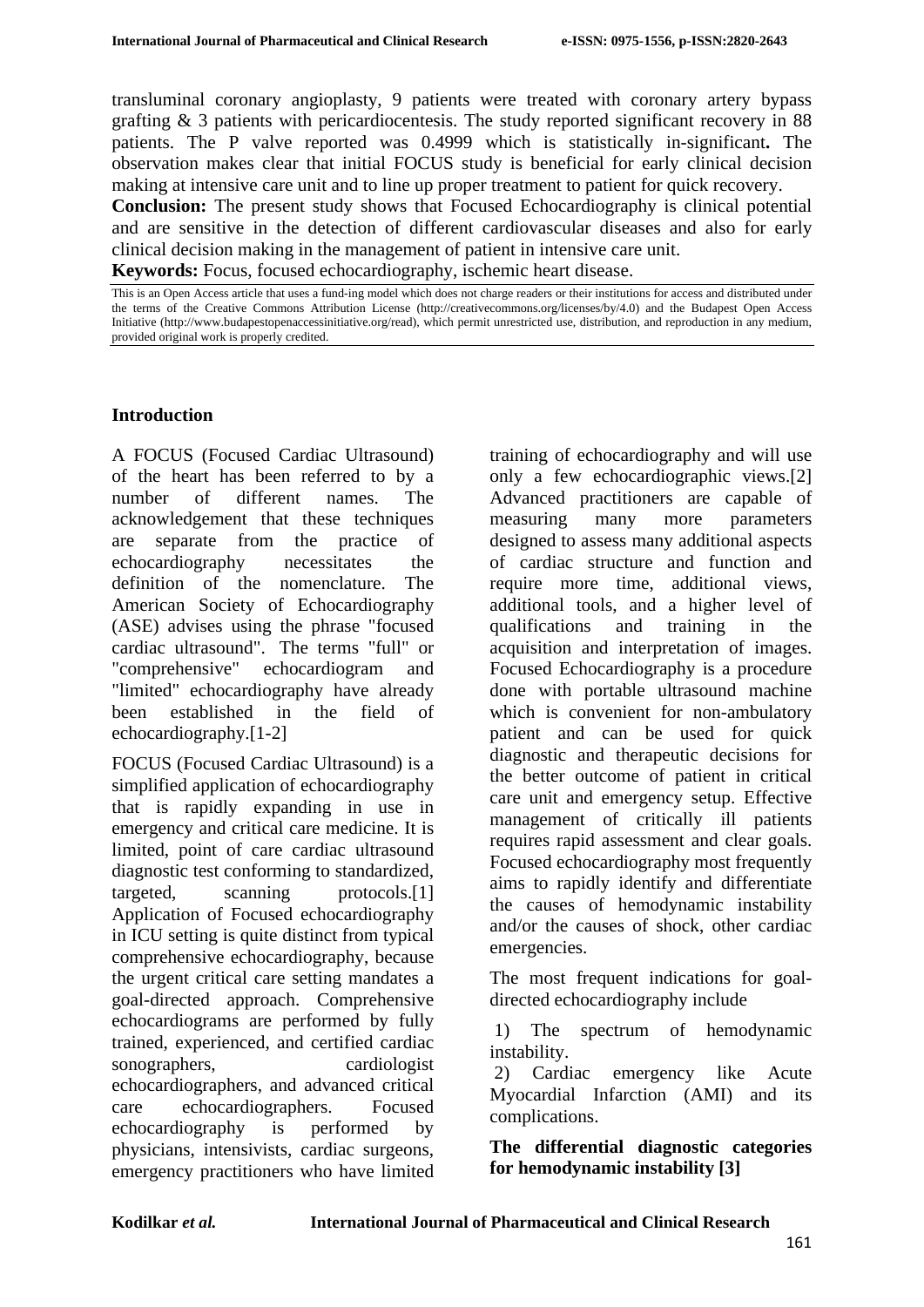transluminal coronary angioplasty, 9 patients were treated with coronary artery bypass grafting & 3 patients with pericardiocentesis. The study reported significant recovery in 88 patients. The P valve reported was 0.4999 which is statistically in-significant**.** The observation makes clear that initial FOCUS study is beneficial for early clinical decision making at intensive care unit and to line up proper treatment to patient for quick recovery.

**Conclusion:** The present study shows that Focused Echocardiography is clinical potential and are sensitive in the detection of different cardiovascular diseases and also for early clinical decision making in the management of patient in intensive care unit.

**Keywords:** Focus, focused echocardiography, ischemic heart disease.

This is an Open Access article that uses a fund-ing model which does not charge readers or their institutions for access and distributed under the terms of the Creative Commons Attribution License (http://creativecommons.org/licenses/by/4.0) and the Budapest Open Access Initiative (http://www.budapestopenaccessinitiative.org/read), which permit unrestricted use, distribution, and reproduction in any medium, provided original work is properly credited.

## Introduction

A FOCUS (Focused Cardiac Ultrasound) of the heart has been referred to by a number of different names. The acknowledgement that these techniques are separate from the practice of echocardiography necessitates the definition of the nomenclature. The American Society of Echocardiography (ASE) advises using the phrase "focused cardiac ultrasound". The terms "full" or "comprehensive" echocardiogram and "limited" echocardiography have already been established in the field of echocardiography.[1-2]

FOCUS (Focused Cardiac Ultrasound) is a simplified application of echocardiography that is rapidly expanding in use in emergency and critical care medicine. It is limited, point of care cardiac ultrasound diagnostic test conforming to standardized, targeted, scanning protocols.[1] Application of Focused echocardiography in ICU setting is quite distinct from typical comprehensive echocardiography, because the urgent critical care setting mandates a goal-directed approach. Comprehensive echocardiograms are performed by fully trained, experienced, and certified cardiac sonographers, cardiologist echocardiographers, and advanced critical care echocardiographers. Focused echocardiography is performed by physicians, intensivists, cardiac surgeons, emergency practitioners who have limited training of echocardiography and will use only a few echocardiographic views.[2] Advanced practitioners are capable of measuring many more parameters designed to assess many additional aspects of cardiac structure and function and require more time, additional views, additional tools, and a higher level of qualifications and training in the acquisition and interpretation of images. Focused Echocardiography is a procedure done with portable ultrasound machine which is convenient for non-ambulatory patient and can be used for quick diagnostic and therapeutic decisions for the better outcome of patient in critical care unit and emergency setup. Effective management of critically ill patients requires rapid assessment and clear goals. Focused echocardiography most frequently aims to rapidly identify and differentiate the causes of hemodynamic instability and/or the causes of shock, other cardiac emergencies.

The most frequent indications for goal-directed echocardiography include

1) The spectrum of hemodynamic instability.
2) Cardiac emergency like Acute Myocardial Infarction (AMI) and its complications.

**The differential diagnostic categories for hemodynamic instability [3]**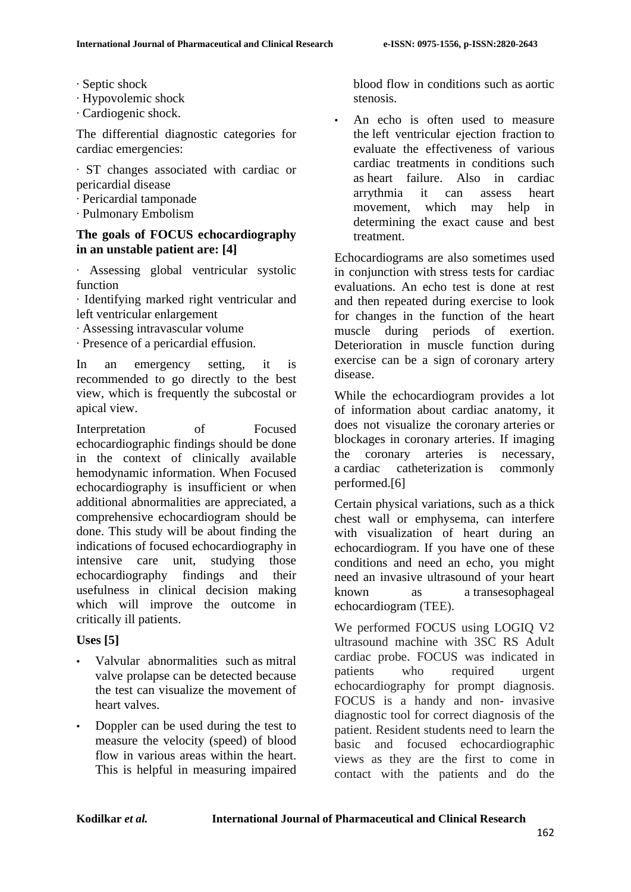· Septic shock
· Hypovolemic shock
· Cardiogenic shock.

The differential diagnostic categories for cardiac emergencies:

· ST changes associated with cardiac or pericardial disease
· Pericardial tamponade
· Pulmonary Embolism

**The goals of FOCUS echocardiography in an unstable patient are: [4]**

· Assessing global ventricular systolic function
· Identifying marked right ventricular and left ventricular enlargement
· Assessing intravascular volume
· Presence of a pericardial effusion.

In an emergency setting, it is recommended to go directly to the best view, which is frequently the subcostal or apical view.

Interpretation of Focused echocardiographic findings should be done in the context of clinically available hemodynamic information. When Focused echocardiography is insufficient or when additional abnormalities are appreciated, a comprehensive echocardiogram should be done. This study will be about finding the indications of focused echocardiography in intensive care unit, studying those echocardiography findings and their usefulness in clinical decision making which will improve the outcome in critically ill patients.

**Uses [5]**

- Valvular abnormalities such as mitral valve prolapse can be detected because the test can visualize the movement of heart valves.
- Doppler can be used during the test to measure the velocity (speed) of blood flow in various areas within the heart. This is helpful in measuring impaired blood flow in conditions such as aortic stenosis.
- An echo is often used to measure the left ventricular ejection fraction to evaluate the effectiveness of various cardiac treatments in conditions such as heart failure. Also in cardiac arrythmia it can assess heart movement, which may help in determining the exact cause and best treatment.

Echocardiograms are also sometimes used in conjunction with stress tests for cardiac evaluations. An echo test is done at rest and then repeated during exercise to look for changes in the function of the heart muscle during periods of exertion. Deterioration in muscle function during exercise can be a sign of coronary artery disease.

While the echocardiogram provides a lot of information about cardiac anatomy, it does not visualize the coronary arteries or blockages in coronary arteries. If imaging the coronary arteries is necessary, a cardiac catheterization is commonly performed.[6]

Certain physical variations, such as a thick chest wall or emphysema, can interfere with visualization of heart during an echocardiogram. If you have one of these conditions and need an echo, you might need an invasive ultrasound of your heart known as a transesophageal echocardiogram (TEE).

We performed FOCUS using LOGIQ V2 ultrasound machine with 3SC RS Adult cardiac probe. FOCUS was indicated in patients who required urgent echocardiography for prompt diagnosis. FOCUS is a handy and non- invasive diagnostic tool for correct diagnosis of the patient. Resident students need to learn the basic and focused echocardiographic views as they are the first to come in contact with the patients and do the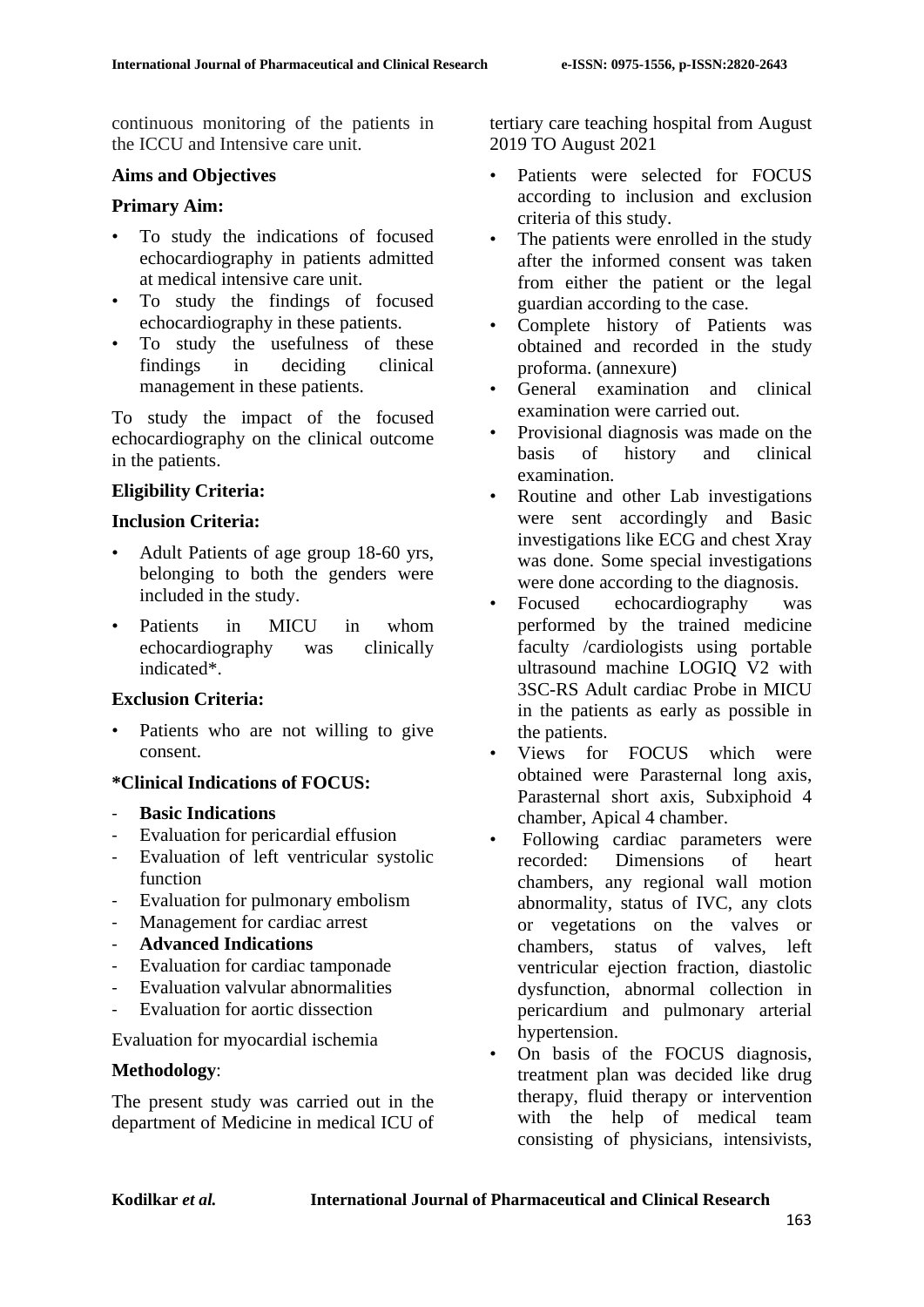continuous monitoring of the patients in the ICCU and Intensive care unit.

**Aims and Objectives**

**Primary Aim:**

- To study the indications of focused echocardiography in patients admitted at medical intensive care unit.
- To study the findings of focused echocardiography in these patients.
- To study the usefulness of these findings in deciding clinical management in these patients.

To study the impact of the focused echocardiography on the clinical outcome in the patients.

**Eligibility Criteria:**

**Inclusion Criteria:**

- Adult Patients of age group 18-60 yrs, belonging to both the genders were included in the study.
- Patients in MICU in whom echocardiography was clinically indicated*.

**Exclusion Criteria:**

- Patients who are not willing to give consent.

**\*Clinical Indications of FOCUS:**

- **Basic Indications**
- Evaluation for pericardial effusion
- Evaluation of left ventricular systolic function
- Evaluation for pulmonary embolism
- Management for cardiac arrest
- **Advanced Indications**
- Evaluation for cardiac tamponade
- Evaluation valvular abnormalities
- Evaluation for aortic dissection

Evaluation for myocardial ischemia

**Methodology**:

The present study was carried out in the department of Medicine in medical ICU of tertiary care teaching hospital from August 2019 TO August 2021

- Patients were selected for FOCUS according to inclusion and exclusion criteria of this study.
- The patients were enrolled in the study after the informed consent was taken from either the patient or the legal guardian according to the case.
- Complete history of Patients was obtained and recorded in the study proforma. (annexure)
- General examination and clinical examination were carried out.
- Provisional diagnosis was made on the basis of history and clinical examination.
- Routine and other Lab investigations were sent accordingly and Basic investigations like ECG and chest Xray was done. Some special investigations were done according to the diagnosis.
- Focused echocardiography was performed by the trained medicine faculty /cardiologists using portable ultrasound machine LOGIQ V2 with 3SC-RS Adult cardiac Probe in MICU in the patients as early as possible in the patients.
- Views for FOCUS which were obtained were Parasternal long axis, Parasternal short axis, Subxiphoid 4 chamber, Apical 4 chamber.
- Following cardiac parameters were recorded: Dimensions of heart chambers, any regional wall motion abnormality, status of IVC, any clots or vegetations on the valves or chambers, status of valves, left ventricular ejection fraction, diastolic dysfunction, abnormal collection in pericardium and pulmonary arterial hypertension.
- On basis of the FOCUS diagnosis, treatment plan was decided like drug therapy, fluid therapy or intervention with the help of medical team consisting of physicians, intensivists,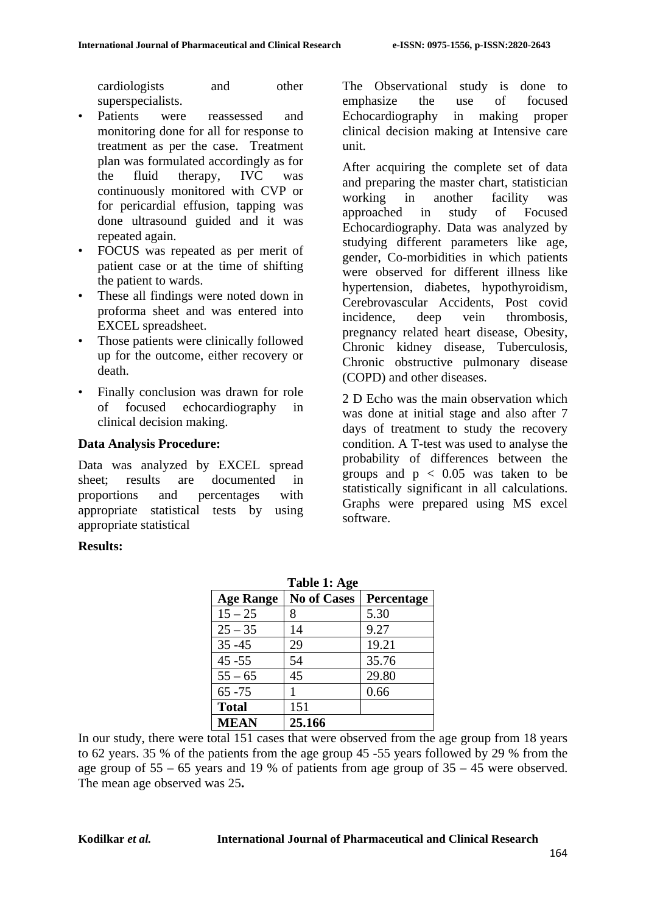cardiologists and other superspecialists.

- Patients were reassessed and monitoring done for all for response to treatment as per the case. Treatment plan was formulated accordingly as for the fluid therapy, IVC was continuously monitored with CVP or for pericardial effusion, tapping was done ultrasound guided and it was repeated again.
- FOCUS was repeated as per merit of patient case or at the time of shifting the patient to wards.
- These all findings were noted down in proforma sheet and was entered into EXCEL spreadsheet.
- Those patients were clinically followed up for the outcome, either recovery or death.
- Finally conclusion was drawn for role of focused echocardiography in clinical decision making.

**Data Analysis Procedure:**

Data was analyzed by EXCEL spread sheet; results are documented in proportions and percentages with appropriate statistical tests by using appropriate statistical

The Observational study is done to emphasize the use of focused Echocardiography in making proper clinical decision making at Intensive care unit.

After acquiring the complete set of data and preparing the master chart, statistician working in another facility was approached in study of Focused Echocardiography. Data was analyzed by studying different parameters like age, gender, Co-morbidities in which patients were observed for different illness like hypertension, diabetes, hypothyroidism, Cerebrovascular Accidents, Post covid incidence, deep vein thrombosis, pregnancy related heart disease, Obesity, Chronic kidney disease, Tuberculosis, Chronic obstructive pulmonary disease (COPD) and other diseases.

2 D Echo was the main observation which was done at initial stage and also after 7 days of treatment to study the recovery condition. A T-test was used to analyse the probability of differences between the groups and $p < 0.05$ was taken to be statistically significant in all calculations. Graphs were prepared using MS excel software.

**Results:**

**Table 1: Age**

| Age Range | No of Cases | Percentage |
|---|---|---|
| 15 – 25 | 8 | 5.30 |
| 25 – 35 | 14 | 9.27 |
| 35 -45 | 29 | 19.21 |
| 45 -55 | 54 | 35.76 |
| 55 – 65 | 45 | 29.80 |
| 65 -75 | 1 | 0.66 |
| **Total** | 151 | |
| **MEAN** | **25.166** | |

In our study, there were total 151 cases that were observed from the age group from 18 years to 62 years. 35 % of the patients from the age group 45 -55 years followed by 29 % from the age group of 55 – 65 years and 19 % of patients from age group of 35 – 45 were observed. The mean age observed was 25**.**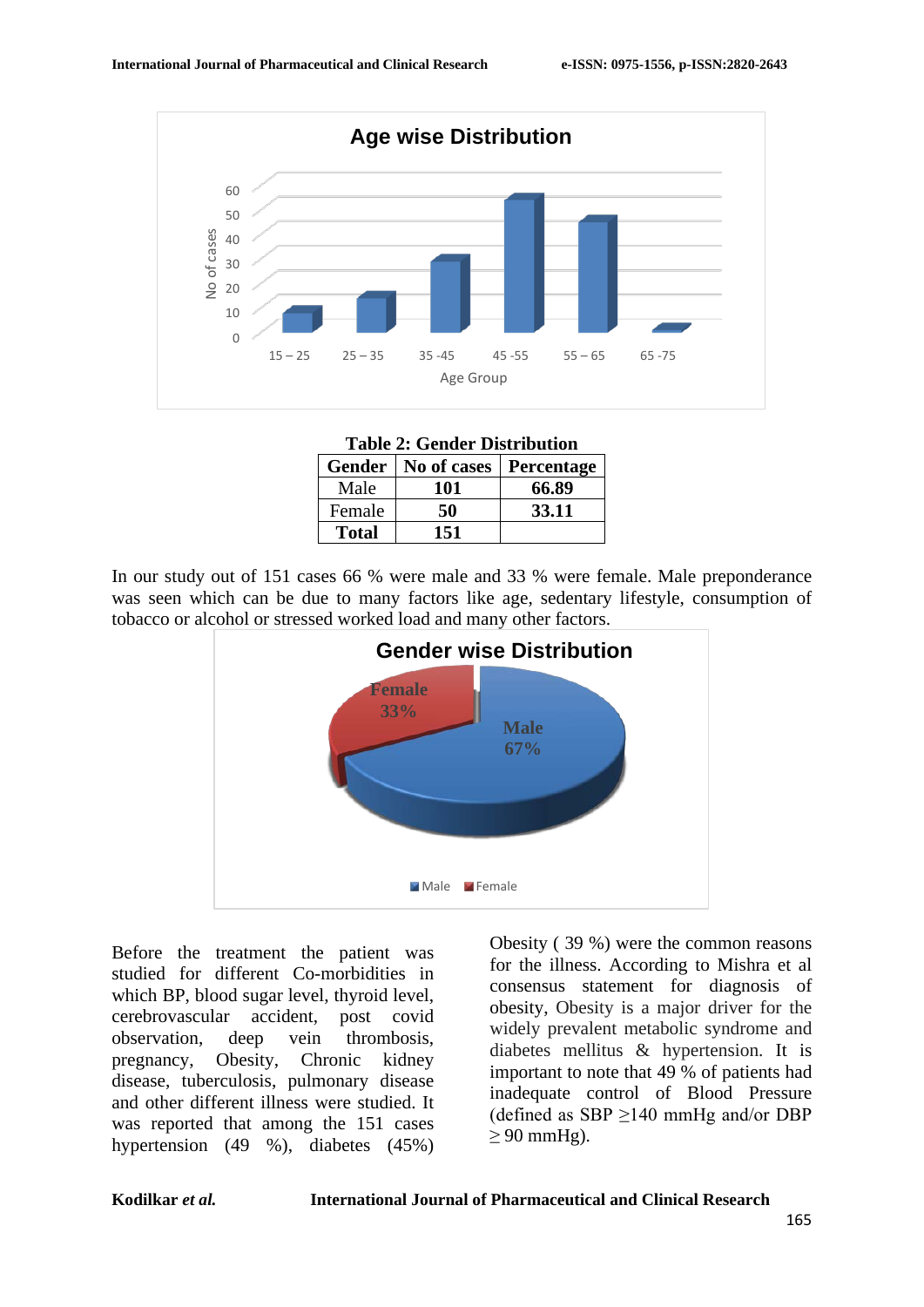Age wise Distribution

No of cases

60
50
40
30
20
10
0

15 – 25
25 – 35
35 -45
45 -55
55 – 65
65 -75

Age Group

**Table 2: Gender Distribution**

| Gender | No of cases | Percentage |
|---|---|---|
| Male | **101** | **66.89** |
| Female | **50** | **33.11** |
| **Total** | **151** | |

In our study out of 151 cases 66 % were male and 33 % were female. Male preponderance was seen which can be due to many factors like age, sedentary lifestyle, consumption of tobacco or alcohol or stressed worked load and many other factors.

Gender wise Distribution

Female 33%

Male 67%

Male
Female

Before the treatment the patient was studied for different Co-morbidities in which BP, blood sugar level, thyroid level, cerebrovascular accident, post covid observation, deep vein thrombosis, pregnancy, Obesity, Chronic kidney disease, tuberculosis, pulmonary disease and other different illness were studied. It was reported that among the 151 cases hypertension (49 %), diabetes (45%) Obesity ( 39 %) were the common reasons for the illness. According to Mishra et al consensus statement for diagnosis of obesity, Obesity is a major driver for the widely prevalent metabolic syndrome and diabetes mellitus & hypertension. It is important to note that 49 % of patients had inadequate control of Blood Pressure (defined as SBP ≥140 mmHg and/or DBP ≥ 90 mmHg).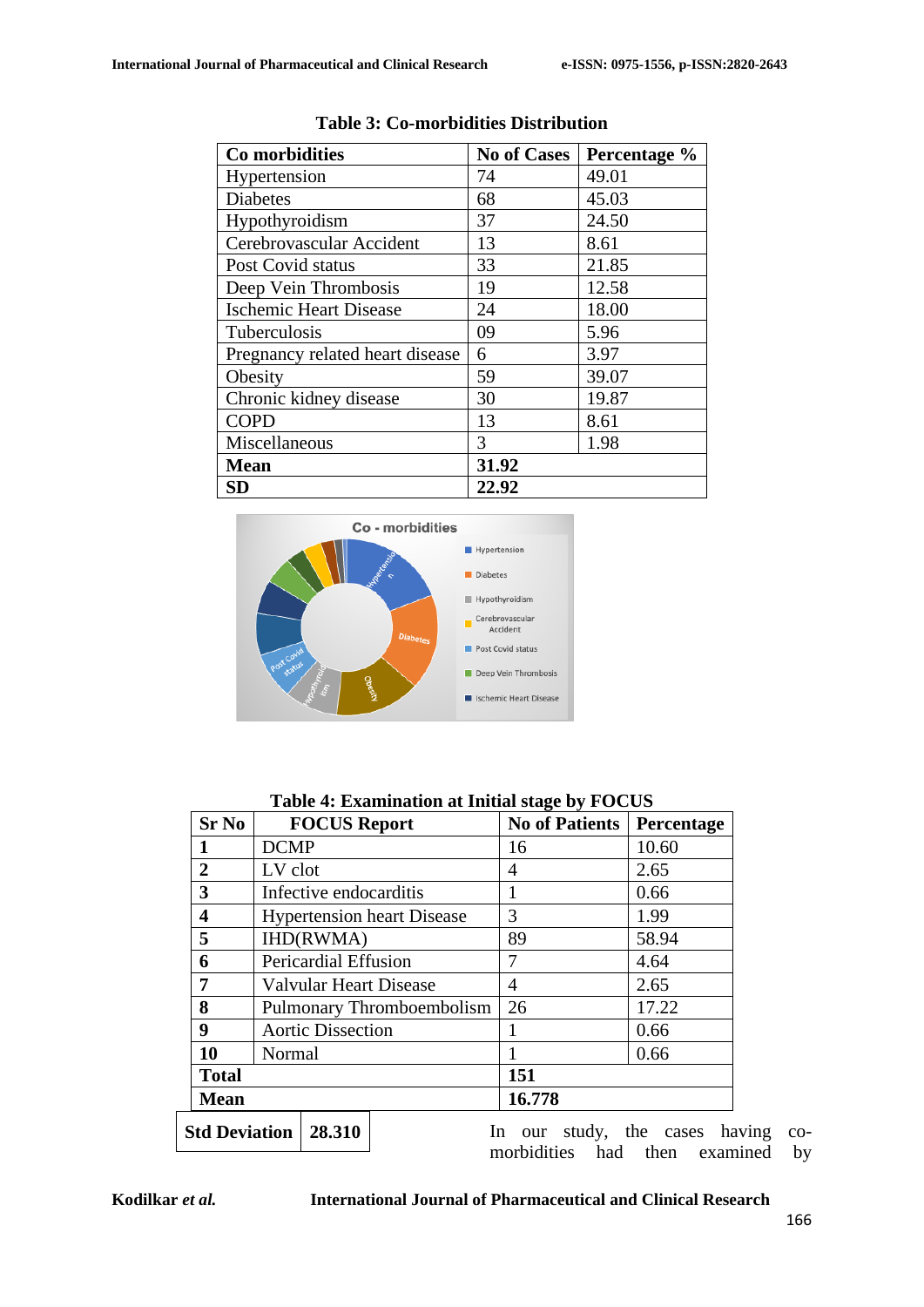**Table 3: Co-morbidities Distribution**

| Co morbidities | No of Cases | Percentage % |
|---|---|---|
| Hypertension | 74 | 49.01 |
| Diabetes | 68 | 45.03 |
| Hypothyroidism | 37 | 24.50 |
| Cerebrovascular Accident | 13 | 8.61 |
| Post Covid status | 33 | 21.85 |
| Deep Vein Thrombosis | 19 | 12.58 |
| Ischemic Heart Disease | 24 | 18.00 |
| Tuberculosis | 09 | 5.96 |
| Pregnancy related heart disease | 6 | 3.97 |
| Obesity | 59 | 39.07 |
| Chronic kidney disease | 30 | 19.87 |
| COPD | 13 | 8.61 |
| Miscellaneous | 3 | 1.98 |
| **Mean** | **31.92** | |
| **SD** | **22.92** | |

Co - morbidities

Hypertension
Diabetes
Hypothyroidism
Cerebrovascular Accident
Post Covid status
Deep Vein Thrombosis
Ischemic Heart Disease

Hypertension
Diabetes
Obesity
Hypothyroidism
Post Covid status

**Table 4: Examination at Initial stage by FOCUS**

| Sr No | FOCUS Report | No of Patients | Percentage |
|---|---|---|---|
| **1** | DCMP | 16 | 10.60 |
| **2** | LV clot | 4 | 2.65 |
| **3** | Infective endocarditis | 1 | 0.66 |
| **4** | Hypertension heart Disease | 3 | 1.99 |
| **5** | IHD(RWMA) | 89 | 58.94 |
| **6** | Pericardial Effusion | 7 | 4.64 |
| **7** | Valvular Heart Disease | 4 | 2.65 |
| **8** | Pulmonary Thromboembolism | 26 | 17.22 |
| **9** | Aortic Dissection | 1 | 0.66 |
| **10** | Normal | 1 | 0.66 |
| **Total** | | **151** | |
| **Mean** | | **16.778** | |
| **Std Deviation** | | **28.310** | |

In our study, the cases having co-morbidities had then examined by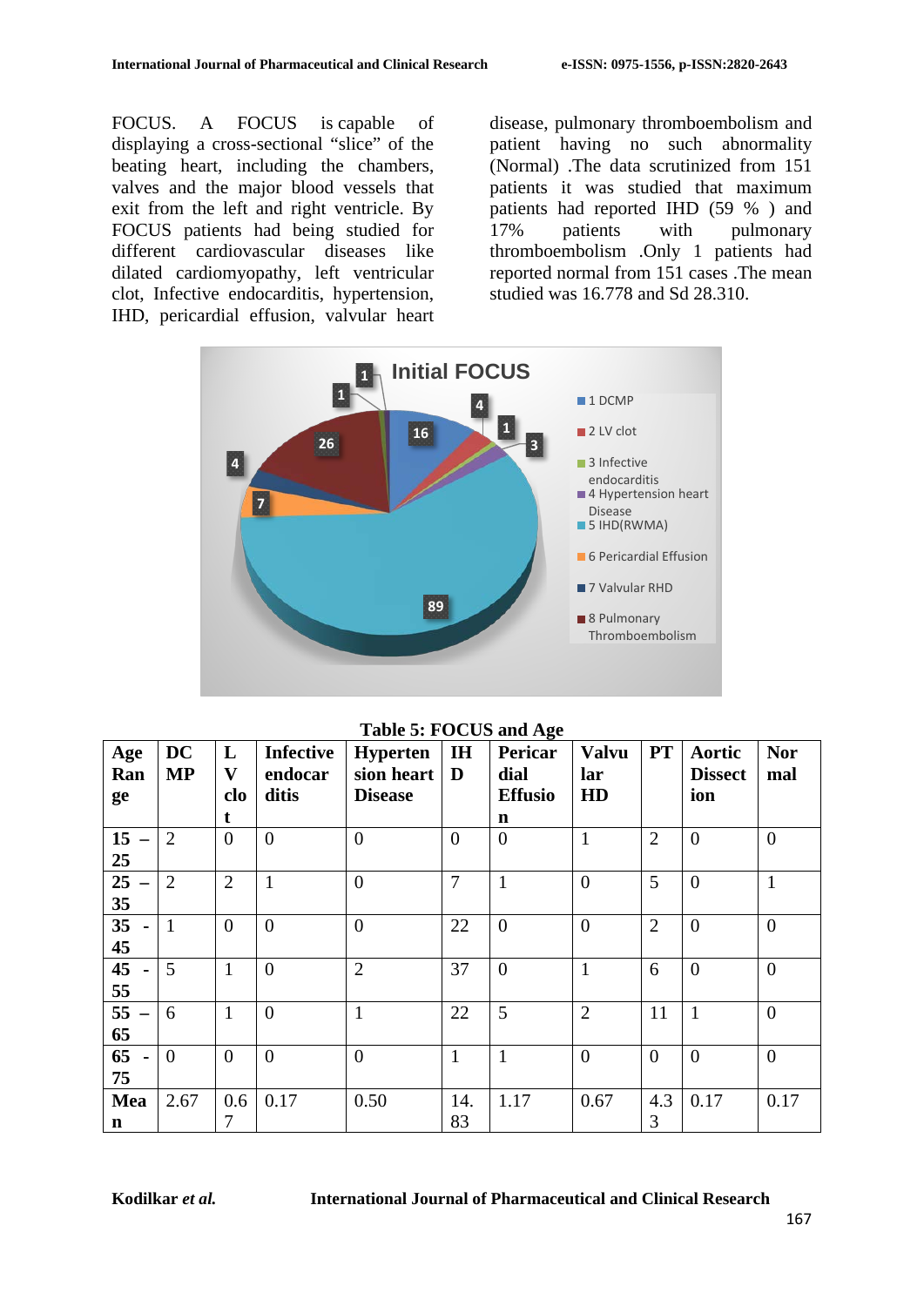FOCUS. A FOCUS is capable of displaying a cross-sectional “slice” of the beating heart, including the chambers, valves and the major blood vessels that exit from the left and right ventricle. By FOCUS patients had being studied for different cardiovascular diseases like dilated cardiomyopathy, left ventricular clot, Infective endocarditis, hypertension, IHD, pericardial effusion, valvular heart disease, pulmonary thromboembolism and patient having no such abnormality (Normal) .The data scrutinized from 151 patients it was studied that maximum patients had reported IHD (59 % ) and 17% patients with pulmonary thromboembolism .Only 1 patients had reported normal from 151 cases .The mean studied was 16.778 and Sd 28.310.

Initial FOCUS

1 DCMP
2 LV clot
3 Infective endocarditis
4 Hypertension heart Disease
5 IHD(RWMA)
6 Pericardial Effusion
7 Valvular RHD
8 Pulmonary Thromboembolism

16
4
1
3
89
7
4
26
1
1

**Table 5: FOCUS and Age**

| Age Range | DCMP | LV clot | Infective endocarditis | Hypertension heart Disease | IHD | Pericardial Effusion | Valvular HD | PT | Aortic Dissection | Normal |
|---|---|---|---|---|---|---|---|---|---|---|
| **15 – 25** | 2 | 0 | 0 | 0 | 0 | 0 | 1 | 2 | 0 | 0 |
| **25 – 35** | 2 | 2 | 1 | 0 | 7 | 1 | 0 | 5 | 0 | 1 |
| **35 - 45** | 1 | 0 | 0 | 0 | 22 | 0 | 0 | 2 | 0 | 0 |
| **45 - 55** | 5 | 1 | 0 | 2 | 37 | 0 | 1 | 6 | 0 | 0 |
| **55 – 65** | 6 | 1 | 0 | 1 | 22 | 5 | 2 | 11 | 1 | 0 |
| **65 - 75** | 0 | 0 | 0 | 0 | 1 | 1 | 0 | 0 | 0 | 0 |
| **Mean** | 2.67 | 0.67 | 0.17 | 0.50 | 14.83 | 1.17 | 0.67 | 4.33 | 0.17 | 0.17 |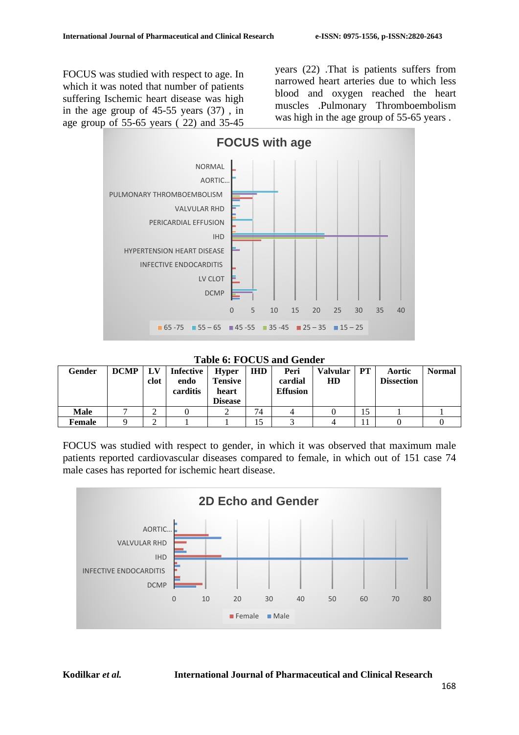FOCUS was studied with respect to age. In which it was noted that number of patients suffering Ischemic heart disease was high in the age group of 45-55 years (37) , in age group of 55-65 years ( 22) and 35-45 years (22) .That is patients suffers from narrowed heart arteries due to which less blood and oxygen reached the heart muscles .Pulmonary Thromboembolism was high in the age group of 55-65 years .

FOCUS with age

NORMAL
AORTIC...
PULMONARY THROMBOEMBOLISM
VALVULAR RHD
PERICARDIAL EFFUSION
IHD
HYPERTENSION HEART DISEASE
INFECTIVE ENDOCARDITIS
LV CLOT
DCMP

0 5 10 15 20 25 30 35 40

65 -75 55 – 65 45 -55 35 -45 25 – 35 15 – 25

**Table 6: FOCUS and Gender**

| Gender | DCMP | LV clot | Infective endo carditis | Hyper Tensive heart Disease | IHD | Peri cardial Effusion | Valvular HD | PT | Aortic Dissection | Normal |
|---|---|---|---|---|---|---|---|---|---|---|
| **Male** | 7 | 2 | 0 | 2 | 74 | 4 | 0 | 15 | 1 | 1 |
| **Female** | 9 | 2 | 1 | 1 | 15 | 3 | 4 | 11 | 0 | 0 |

FOCUS was studied with respect to gender, in which it was observed that maximum male patients reported cardiovascular diseases compared to female, in which out of 151 case 74 male cases has reported for ischemic heart disease.

2D Echo and Gender

AORTIC...
VALVULAR RHD
IHD
INFECTIVE ENDOCARDITIS
DCMP

0 10 20 30 40 50 60 70 80

Female Male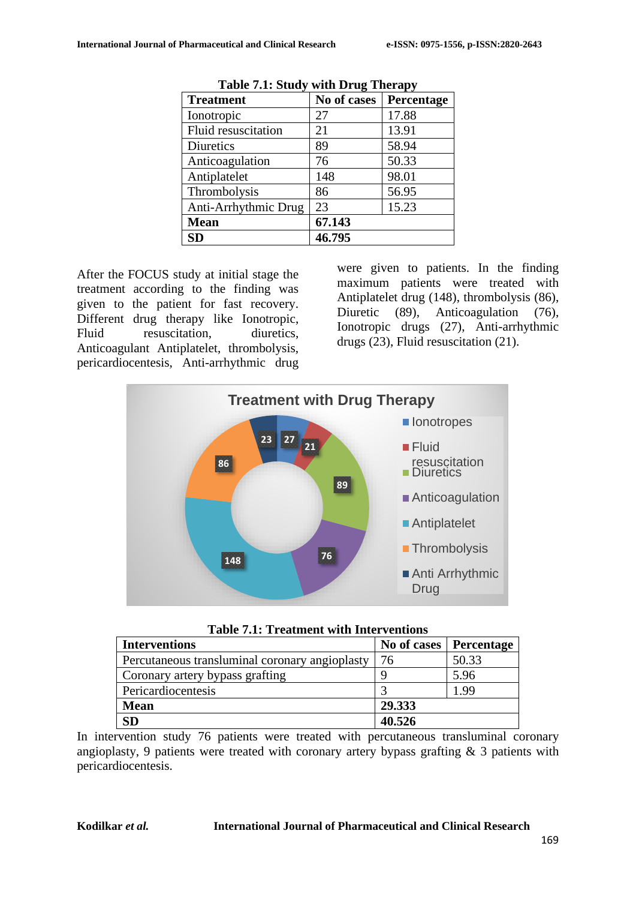**Table 7.1: Study with Drug Therapy**

| Treatment | No of cases | Percentage |
|---|---|---|
| Ionotropic | 27 | 17.88 |
| Fluid resuscitation | 21 | 13.91 |
| Diuretics | 89 | 58.94 |
| Anticoagulation | 76 | 50.33 |
| Antiplatelet | 148 | 98.01 |
| Thrombolysis | 86 | 56.95 |
| Anti-Arrhythmic Drug | 23 | 15.23 |
| **Mean** | **67.143** | |
| **SD** | **46.795** | |

After the FOCUS study at initial stage the treatment according to the finding was given to the patient for fast recovery. Different drug therapy like Ionotropic, Fluid resuscitation, diuretics, Anticoagulant Antiplatelet, thrombolysis, pericardiocentesis, Anti-arrhythmic drug were given to patients. In the finding maximum patients were treated with Antiplatelet drug (148), thrombolysis (86), Diuretic (89), Anticoagulation (76), Ionotropic drugs (27), Anti-arrhythmic drugs (23), Fluid resuscitation (21).

Treatment with Drug Therapy

23
27
21
89
86
76
148

Ionotropes
Fluid resuscitation
Diuretics
Anticoagulation
Antiplatelet
Thrombolysis
Anti Arrhythmic Drug

**Table 7.1: Treatment with Interventions**

| Interventions | No of cases | Percentage |
|---|---|---|
| Percutaneous translumial coronary angioplasty | 76 | 50.33 |
| Coronary artery bypass grafting | 9 | 5.96 |
| Pericardiocentesis | 3 | 1.99 |
| **Mean** | **29.333** | |
| **SD** | **40.526** | |

In intervention study 76 patients were treated with percutaneous transluminal coronary angioplasty, 9 patients were treated with coronary artery bypass grafting & 3 patients with pericardiocentesis.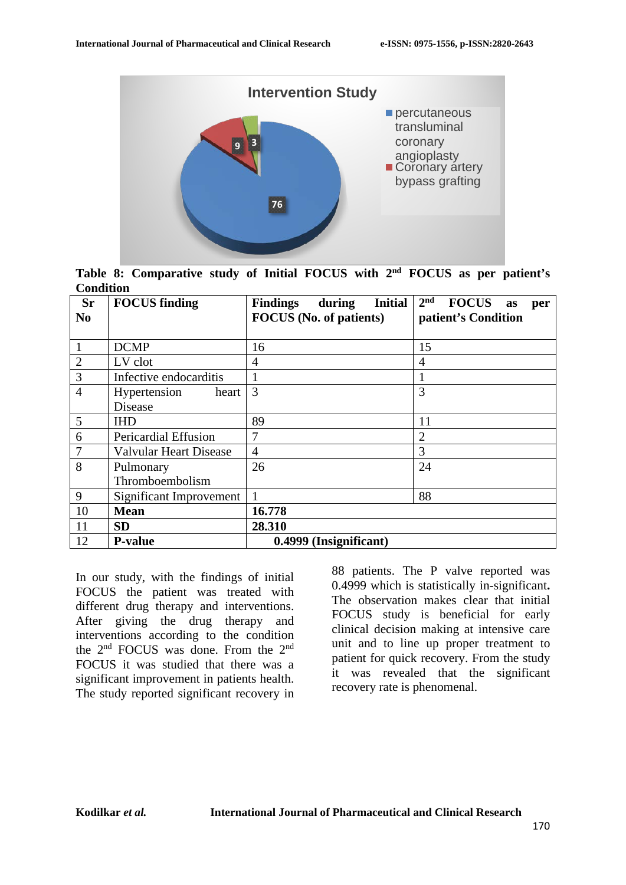Intervention Study

percutaneous transluminal coronary angioplasty

Coronary artery bypass grafting

76

9

3

**Table 8: Comparative study of Initial FOCUS with 2nd FOCUS as per patient's Condition**

| Sr No | FOCUS finding | Findings during Initial FOCUS (No. of patients) | 2nd FOCUS as per patient's Condition |
|---|---|---|---|
| 1 | DCMP | 16 | 15 |
| 2 | LV clot | 4 | 4 |
| 3 | Infective endocarditis | 1 | 1 |
| 4 | Hypertension heart Disease | 3 | 3 |
| 5 | IHD | 89 | 11 |
| 6 | Pericardial Effusion | 7 | 2 |
| 7 | Valvular Heart Disease | 4 | 3 |
| 8 | Pulmonary Thromboembolism | 26 | 24 |
| 9 | Significant Improvement | 1 | 88 |
| 10 | **Mean** | **16.778** | |
| 11 | **SD** | **28.310** | |
| 12 | **P-value** | **0.4999 (Insignificant)** | |

In our study, with the findings of initial FOCUS the patient was treated with different drug therapy and interventions. After giving the drug therapy and interventions according to the condition the 2nd FOCUS was done. From the 2nd FOCUS it was studied that there was a significant improvement in patients health. The study reported significant recovery in 88 patients. The P valve reported was 0.4999 which is statistically in-significant**.** The observation makes clear that initial FOCUS study is beneficial for early clinical decision making at intensive care unit and to line up proper treatment to patient for quick recovery. From the study it was revealed that the significant recovery rate is phenomenal.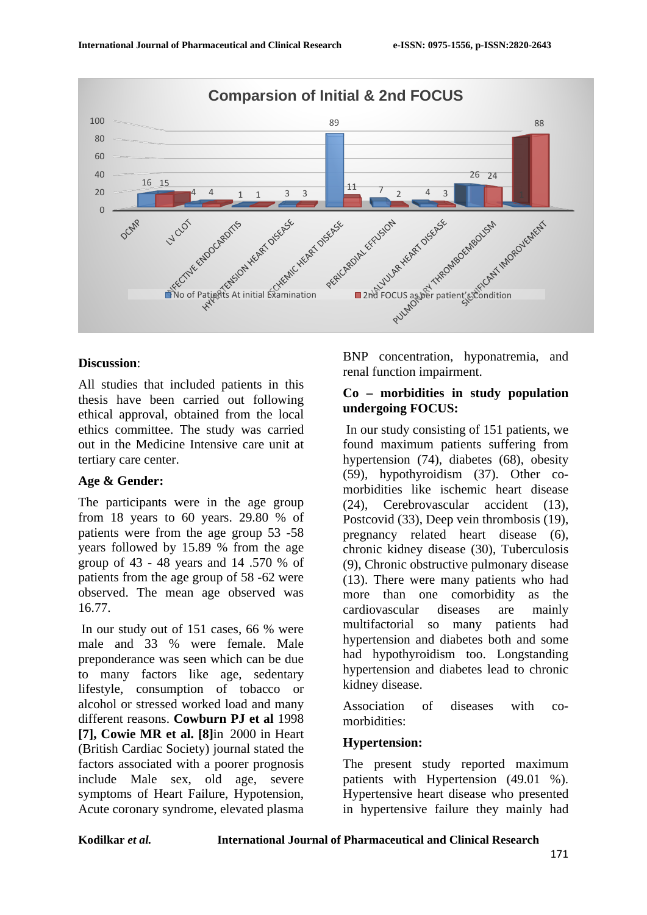**Comparsion of Initial & 2nd FOCUS**

| | No of Patients At initial Examination | 2nd FOCUS as per patient's Condition |
|---|---|---|
| DCMP | 16 | 15 |
| LV CLOT | 4 | 4 |
| INFECTIVE ENDOCARDITIS | 1 | 1 |
| HYPERTENSION HEART DISEASE | 3 | 3 |
| ISCHEMIC HEART DISEASE | 89 | 11 |
| PERICARDIAL EFFUSION | 7 | 2 |
| VALVULAR HEART DISEASE | 4 | 3 |
| PULMONARY THROMBOEMBOLISM | 26 | 24 |
| SIGNIFICANT IMOROVEMENT | | 88 |

**Discussion**:

All studies that included patients in this thesis have been carried out following ethical approval, obtained from the local ethics committee. The study was carried out in the Medicine Intensive care unit at tertiary care center.

**Age & Gender:**

The participants were in the age group from 18 years to 60 years. 29.80 % of patients were from the age group 53 -58 years followed by 15.89 % from the age group of 43 - 48 years and 14 .570 % of patients from the age group of 58 -62 were observed. The mean age observed was 16.77.

In our study out of 151 cases, 66 % were male and 33 % were female. Male preponderance was seen which can be due to many factors like age, sedentary lifestyle, consumption of tobacco or alcohol or stressed worked load and many different reasons. **Cowburn PJ et al** 1998 **[7], Cowie MR et al. [8]**in 2000 in Heart (British Cardiac Society) journal stated the factors associated with a poorer prognosis include Male sex, old age, severe symptoms of Heart Failure, Hypotension, Acute coronary syndrome, elevated plasma BNP concentration, hyponatremia, and renal function impairment.

**Co – morbidities in study population undergoing FOCUS:**

In our study consisting of 151 patients, we found maximum patients suffering from hypertension (74), diabetes (68), obesity (59), hypothyroidism (37). Other co-morbidities like ischemic heart disease (24), Cerebrovascular accident (13), Postcovid (33), Deep vein thrombosis (19), pregnancy related heart disease (6), chronic kidney disease (30), Tuberculosis (9), Chronic obstructive pulmonary disease (13). There were many patients who had more than one comorbidity as the cardiovascular diseases are mainly multifactorial so many patients had hypertension and diabetes both and some had hypothyroidism too. Longstanding hypertension and diabetes lead to chronic kidney disease.

Association of diseases with co-morbidities:

**Hypertension:**

The present study reported maximum patients with Hypertension (49.01 %). Hypertensive heart disease who presented in hypertensive failure they mainly had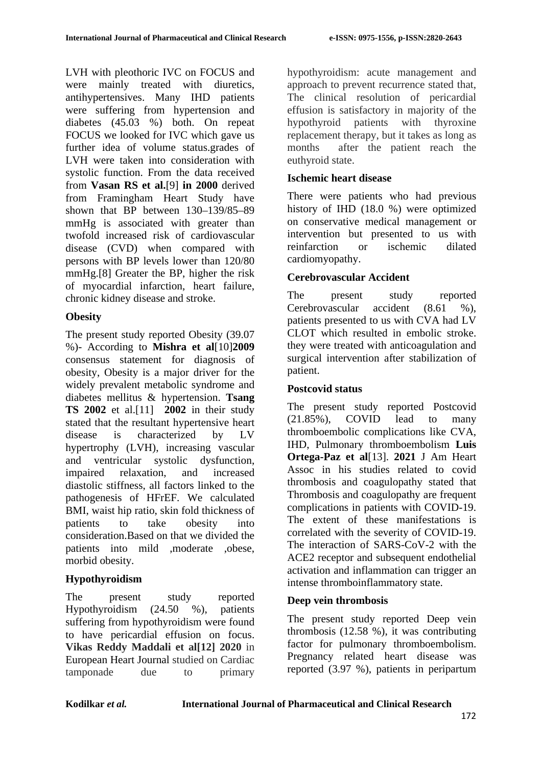LVH with pleothoric IVC on FOCUS and were mainly treated with diuretics, antihypertensives. Many IHD patients were suffering from hypertension and diabetes (45.03 %) both. On repeat FOCUS we looked for IVC which gave us further idea of volume status.grades of LVH were taken into consideration with systolic function. From the data received from **Vasan RS et al.**[9] **in 2000** derived from Framingham Heart Study have shown that BP between 130–139/85–89 mmHg is associated with greater than twofold increased risk of cardiovascular disease (CVD) when compared with persons with BP levels lower than 120/80 mmHg.[8] Greater the BP, higher the risk of myocardial infarction, heart failure, chronic kidney disease and stroke.

### Obesity

The present study reported Obesity (39.07 %)- According to **Mishra et al**[10]**2009** consensus statement for diagnosis of obesity, Obesity is a major driver for the widely prevalent metabolic syndrome and diabetes mellitus & hypertension. **Tsang TS 2002** et al.[11] **2002** in their study stated that the resultant hypertensive heart disease is characterized by LV hypertrophy (LVH), increasing vascular and ventricular systolic dysfunction, impaired relaxation, and increased diastolic stiffness, all factors linked to the pathogenesis of HFrEF. We calculated BMI, waist hip ratio, skin fold thickness of patients to take obesity into consideration.Based on that we divided the patients into mild ,moderate ,obese, morbid obesity.

### Hypothyroidism

The present study reported Hypothyroidism (24.50 %), patients suffering from hypothyroidism were found to have pericardial effusion on focus. **Vikas Reddy Maddali et al[12] 2020** in European Heart Journal studied on Cardiac tamponade due to primary hypothyroidism: acute management and approach to prevent recurrence stated that, The clinical resolution of pericardial effusion is satisfactory in majority of the hypothyroid patients with thyroxine replacement therapy, but it takes as long as months after the patient reach the euthyroid state.

### Ischemic heart disease

There were patients who had previous history of IHD (18.0 %) were optimized on conservative medical management or intervention but presented to us with reinfarction or ischemic dilated cardiomyopathy.

### Cerebrovascular Accident

The present study reported Cerebrovascular accident (8.61 %), patients presented to us with CVA had LV CLOT which resulted in embolic stroke. they were treated with anticoagulation and surgical intervention after stabilization of patient.

### Postcovid status

The present study reported Postcovid (21.85%), COVID lead to many thromboembolic complications like CVA, IHD, Pulmonary thromboembolism **Luis Ortega-Paz et al**[13]. **2021** J Am Heart Assoc in his studies related to covid thrombosis and coagulopathy stated that Thrombosis and coagulopathy are frequent complications in patients with COVID-19. The extent of these manifestations is correlated with the severity of COVID-19. The interaction of SARS-CoV-2 with the ACE2 receptor and subsequent endothelial activation and inflammation can trigger an intense thromboinflammatory state.

### Deep vein thrombosis

The present study reported Deep vein thrombosis (12.58 %), it was contributing factor for pulmonary thromboembolism. Pregnancy related heart disease was reported (3.97 %), patients in peripartum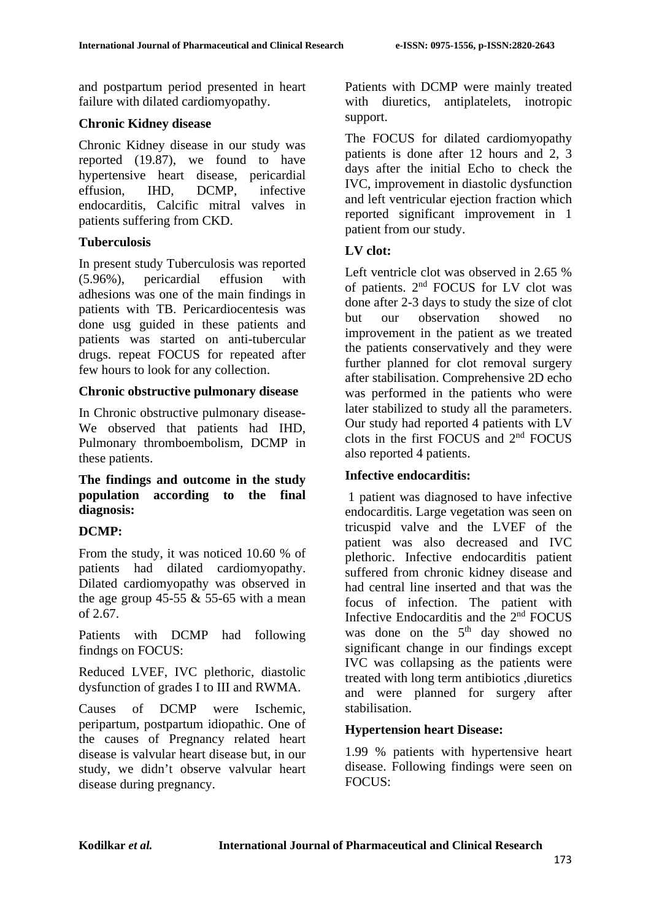and postpartum period presented in heart failure with dilated cardiomyopathy.

**Chronic Kidney disease**

Chronic Kidney disease in our study was reported (19.87), we found to have hypertensive heart disease, pericardial effusion, IHD, DCMP, infective endocarditis, Calcific mitral valves in patients suffering from CKD.

**Tuberculosis**

In present study Tuberculosis was reported (5.96%), pericardial effusion with adhesions was one of the main findings in patients with TB. Pericardiocentesis was done usg guided in these patients and patients was started on anti-tubercular drugs. repeat FOCUS for repeated after few hours to look for any collection.

**Chronic obstructive pulmonary disease**

In Chronic obstructive pulmonary disease- We observed that patients had IHD, Pulmonary thromboembolism, DCMP in these patients.

**The findings and outcome in the study population according to the final diagnosis:**

**DCMP:**

From the study, it was noticed 10.60 % of patients had dilated cardiomyopathy. Dilated cardiomyopathy was observed in the age group 45-55 & 55-65 with a mean of 2.67.

Patients with DCMP had following findngs on FOCUS:

Reduced LVEF, IVC plethoric, diastolic dysfunction of grades I to III and RWMA.

Causes of DCMP were Ischemic, peripartum, postpartum idiopathic. One of the causes of Pregnancy related heart disease is valvular heart disease but, in our study, we didn't observe valvular heart disease during pregnancy.

Patients with DCMP were mainly treated with diuretics, antiplatelets, inotropic support.

The FOCUS for dilated cardiomyopathy patients is done after 12 hours and 2, 3 days after the initial Echo to check the IVC, improvement in diastolic dysfunction and left ventricular ejection fraction which reported significant improvement in 1 patient from our study.

**LV clot:**

Left ventricle clot was observed in 2.65 % of patients. 2nd FOCUS for LV clot was done after 2-3 days to study the size of clot but our observation showed no improvement in the patient as we treated the patients conservatively and they were further planned for clot removal surgery after stabilisation. Comprehensive 2D echo was performed in the patients who were later stabilized to study all the parameters. Our study had reported 4 patients with LV clots in the first FOCUS and 2nd FOCUS also reported 4 patients.

**Infective endocarditis:**

1 patient was diagnosed to have infective endocarditis. Large vegetation was seen on tricuspid valve and the LVEF of the patient was also decreased and IVC plethoric. Infective endocarditis patient suffered from chronic kidney disease and had central line inserted and that was the focus of infection. The patient with Infective Endocarditis and the 2nd FOCUS was done on the 5th day showed no significant change in our findings except IVC was collapsing as the patients were treated with long term antibiotics ,diuretics and were planned for surgery after stabilisation.

**Hypertension heart Disease:**

1.99 % patients with hypertensive heart disease. Following findings were seen on FOCUS: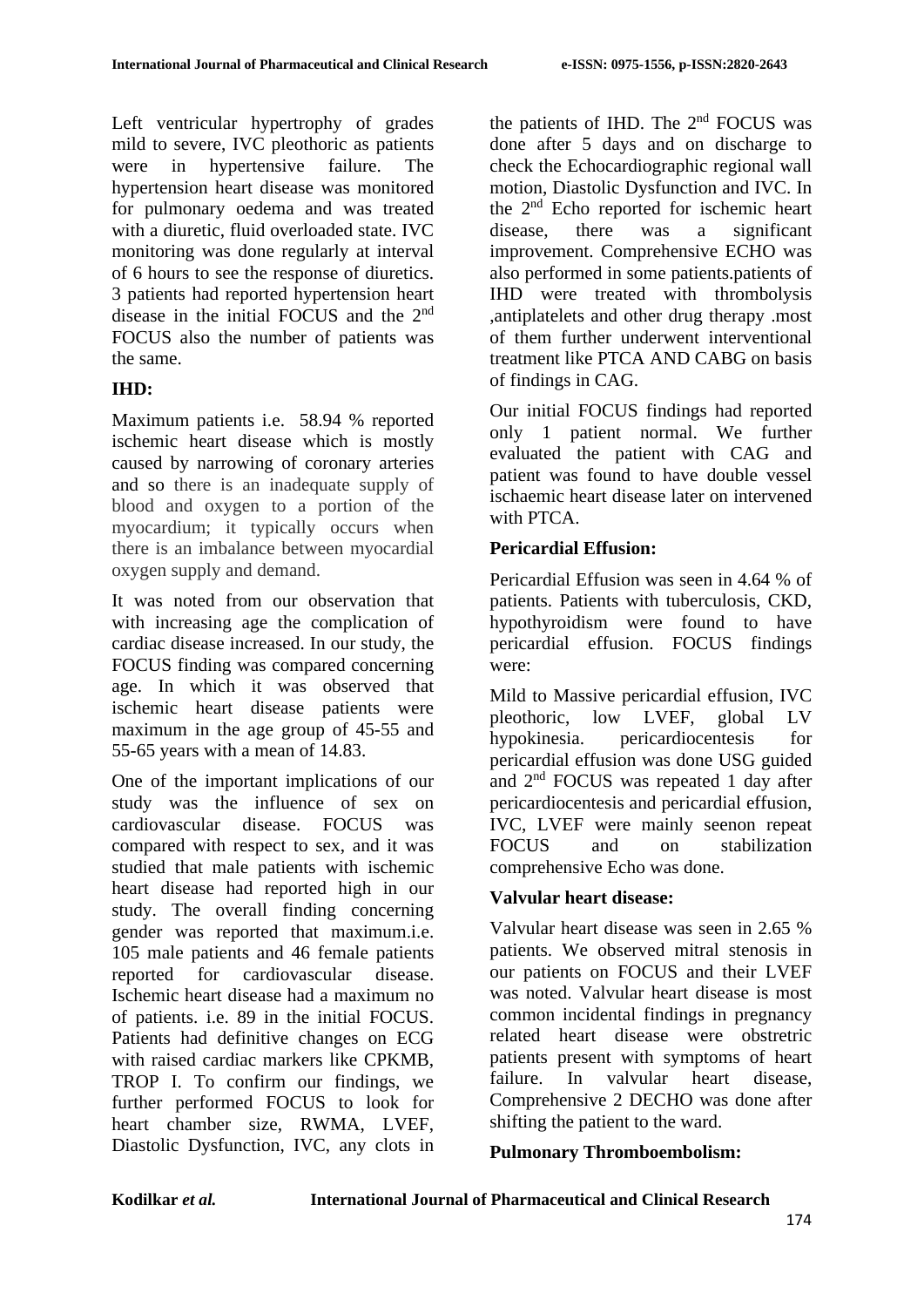Left ventricular hypertrophy of grades mild to severe, IVC pleothoric as patients were in hypertensive failure. The hypertension heart disease was monitored for pulmonary oedema and was treated with a diuretic, fluid overloaded state. IVC monitoring was done regularly at interval of 6 hours to see the response of diuretics. 3 patients had reported hypertension heart disease in the initial FOCUS and the 2nd FOCUS also the number of patients was the same.

**IHD:**

Maximum patients i.e. 58.94 % reported ischemic heart disease which is mostly caused by narrowing of coronary arteries and so there is an inadequate supply of blood and oxygen to a portion of the myocardium; it typically occurs when there is an imbalance between myocardial oxygen supply and demand.

It was noted from our observation that with increasing age the complication of cardiac disease increased. In our study, the FOCUS finding was compared concerning age. In which it was observed that ischemic heart disease patients were maximum in the age group of 45-55 and 55-65 years with a mean of 14.83.

One of the important implications of our study was the influence of sex on cardiovascular disease. FOCUS was compared with respect to sex, and it was studied that male patients with ischemic heart disease had reported high in our study. The overall finding concerning gender was reported that maximum.i.e. 105 male patients and 46 female patients reported for cardiovascular disease. Ischemic heart disease had a maximum no of patients. i.e. 89 in the initial FOCUS. Patients had definitive changes on ECG with raised cardiac markers like CPKMB, TROP I. To confirm our findings, we further performed FOCUS to look for heart chamber size, RWMA, LVEF, Diastolic Dysfunction, IVC, any clots in the patients of IHD. The 2nd FOCUS was done after 5 days and on discharge to check the Echocardiographic regional wall motion, Diastolic Dysfunction and IVC. In the 2nd Echo reported for ischemic heart disease, there was a significant improvement. Comprehensive ECHO was also performed in some patients.patients of IHD were treated with thrombolysis ,antiplatelets and other drug therapy .most of them further underwent interventional treatment like PTCA AND CABG on basis of findings in CAG.

Our initial FOCUS findings had reported only 1 patient normal. We further evaluated the patient with CAG and patient was found to have double vessel ischaemic heart disease later on intervened with PTCA.

**Pericardial Effusion:**

Pericardial Effusion was seen in 4.64 % of patients. Patients with tuberculosis, CKD, hypothyroidism were found to have pericardial effusion. FOCUS findings were:

Mild to Massive pericardial effusion, IVC pleothoric, low LVEF, global LV hypokinesia. pericardiocentesis for pericardial effusion was done USG guided and 2nd FOCUS was repeated 1 day after pericardiocentesis and pericardial effusion, IVC, LVEF were mainly seenon repeat FOCUS and on stabilization comprehensive Echo was done.

**Valvular heart disease:**

Valvular heart disease was seen in 2.65 % patients. We observed mitral stenosis in our patients on FOCUS and their LVEF was noted. Valvular heart disease is most common incidental findings in pregnancy related heart disease were obstretric patients present with symptoms of heart failure. In valvular heart disease, Comprehensive 2 DECHO was done after shifting the patient to the ward.

**Pulmonary Thromboembolism:**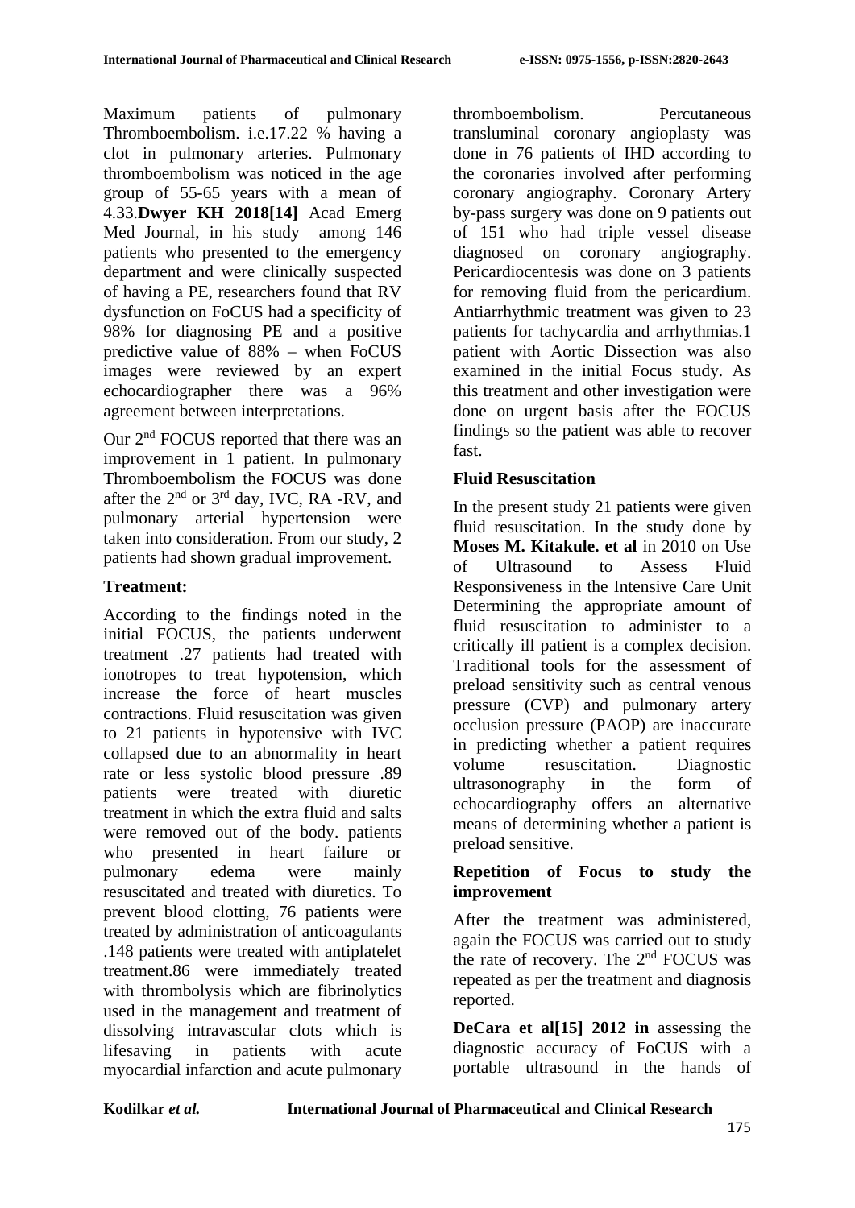Maximum patients of pulmonary Thromboembolism. i.e.17.22 % having a clot in pulmonary arteries. Pulmonary thromboembolism was noticed in the age group of 55-65 years with a mean of 4.33.**Dwyer KH 2018[14]** Acad Emerg Med Journal, in his study among 146 patients who presented to the emergency department and were clinically suspected of having a PE, researchers found that RV dysfunction on FoCUS had a specificity of 98% for diagnosing PE and a positive predictive value of 88% – when FoCUS images were reviewed by an expert echocardiographer there was a 96% agreement between interpretations.

Our 2nd FOCUS reported that there was an improvement in 1 patient. In pulmonary Thromboembolism the FOCUS was done after the 2nd or 3rd day, IVC, RA -RV, and pulmonary arterial hypertension were taken into consideration. From our study, 2 patients had shown gradual improvement.

**Treatment:**

According to the findings noted in the initial FOCUS, the patients underwent treatment .27 patients had treated with ionotropes to treat hypotension, which increase the force of heart muscles contractions. Fluid resuscitation was given to 21 patients in hypotensive with IVC collapsed due to an abnormality in heart rate or less systolic blood pressure .89 patients were treated with diuretic treatment in which the extra fluid and salts were removed out of the body. patients who presented in heart failure or pulmonary edema were mainly resuscitated and treated with diuretics. To prevent blood clotting, 76 patients were treated by administration of anticoagulants .148 patients were treated with antiplatelet treatment.86 were immediately treated with thrombolysis which are fibrinolytics used in the management and treatment of dissolving intravascular clots which is lifesaving in patients with acute myocardial infarction and acute pulmonary thromboembolism. Percutaneous transluminal coronary angioplasty was done in 76 patients of IHD according to the coronaries involved after performing coronary angiography. Coronary Artery by-pass surgery was done on 9 patients out of 151 who had triple vessel disease diagnosed on coronary angiography. Pericardiocentesis was done on 3 patients for removing fluid from the pericardium. Antiarrhythmic treatment was given to 23 patients for tachycardia and arrhythmias.1 patient with Aortic Dissection was also examined in the initial Focus study. As this treatment and other investigation were done on urgent basis after the FOCUS findings so the patient was able to recover fast.

**Fluid Resuscitation**

In the present study 21 patients were given fluid resuscitation. In the study done by **Moses M. Kitakule. et al** in 2010 on Use of Ultrasound to Assess Fluid Responsiveness in the Intensive Care Unit Determining the appropriate amount of fluid resuscitation to administer to a critically ill patient is a complex decision. Traditional tools for the assessment of preload sensitivity such as central venous pressure (CVP) and pulmonary artery occlusion pressure (PAOP) are inaccurate in predicting whether a patient requires volume resuscitation. Diagnostic ultrasonography in the form of echocardiography offers an alternative means of determining whether a patient is preload sensitive.

**Repetition of Focus to study the improvement**

After the treatment was administered, again the FOCUS was carried out to study the rate of recovery. The 2nd FOCUS was repeated as per the treatment and diagnosis reported.

**DeCara et al[15] 2012 in** assessing the diagnostic accuracy of FoCUS with a portable ultrasound in the hands of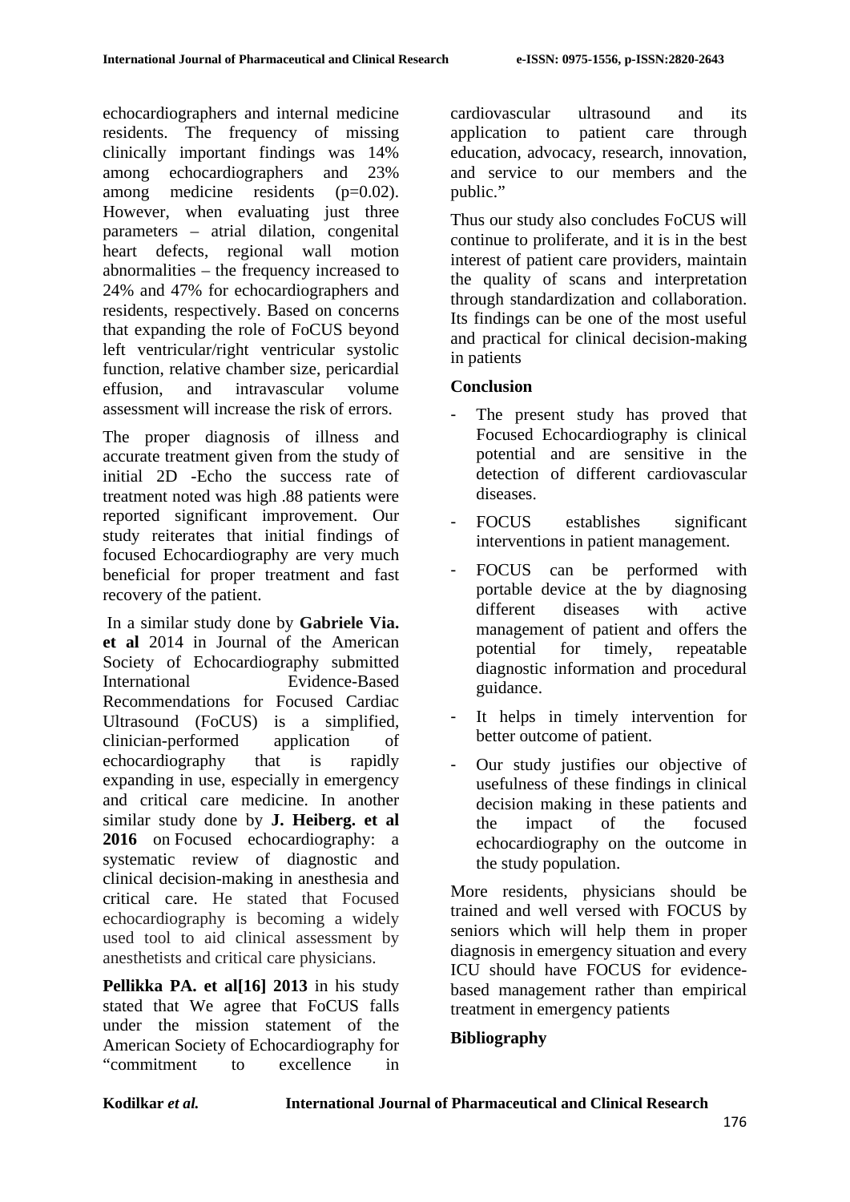echocardiographers and internal medicine residents. The frequency of missing clinically important findings was 14% among echocardiographers and 23% among medicine residents (p=0.02). However, when evaluating just three parameters – atrial dilation, congenital heart defects, regional wall motion abnormalities – the frequency increased to 24% and 47% for echocardiographers and residents, respectively. Based on concerns that expanding the role of FoCUS beyond left ventricular/right ventricular systolic function, relative chamber size, pericardial effusion, and intravascular volume assessment will increase the risk of errors.

The proper diagnosis of illness and accurate treatment given from the study of initial 2D -Echo the success rate of treatment noted was high .88 patients were reported significant improvement. Our study reiterates that initial findings of focused Echocardiography are very much beneficial for proper treatment and fast recovery of the patient.

In a similar study done by **Gabriele Via. et al** 2014 in Journal of the American Society of Echocardiography submitted International Evidence-Based Recommendations for Focused Cardiac Ultrasound (FoCUS) is a simplified, clinician-performed application of echocardiography that is rapidly expanding in use, especially in emergency and critical care medicine. In another similar study done by **J. Heiberg. et al 2016** on Focused echocardiography: a systematic review of diagnostic and clinical decision-making in anesthesia and critical care. He stated that Focused echocardiography is becoming a widely used tool to aid clinical assessment by anesthetists and critical care physicians.

**Pellikka PA. et al[16] 2013** in his study stated that We agree that FoCUS falls under the mission statement of the American Society of Echocardiography for "commitment to excellence in cardiovascular ultrasound and its application to patient care through education, advocacy, research, innovation, and service to our members and the public."

Thus our study also concludes FoCUS will continue to proliferate, and it is in the best interest of patient care providers, maintain the quality of scans and interpretation through standardization and collaboration. Its findings can be one of the most useful and practical for clinical decision-making in patients

**Conclusion**

- The present study has proved that Focused Echocardiography is clinical potential and are sensitive in the detection of different cardiovascular diseases.
- FOCUS establishes significant interventions in patient management.
- FOCUS can be performed with portable device at the by diagnosing different diseases with active management of patient and offers the potential for timely, repeatable diagnostic information and procedural guidance.
- It helps in timely intervention for better outcome of patient.
- Our study justifies our objective of usefulness of these findings in clinical decision making in these patients and the impact of the focused echocardiography on the outcome in the study population.

More residents, physicians should be trained and well versed with FOCUS by seniors which will help them in proper diagnosis in emergency situation and every ICU should have FOCUS for evidence-based management rather than empirical treatment in emergency patients

**Bibliography**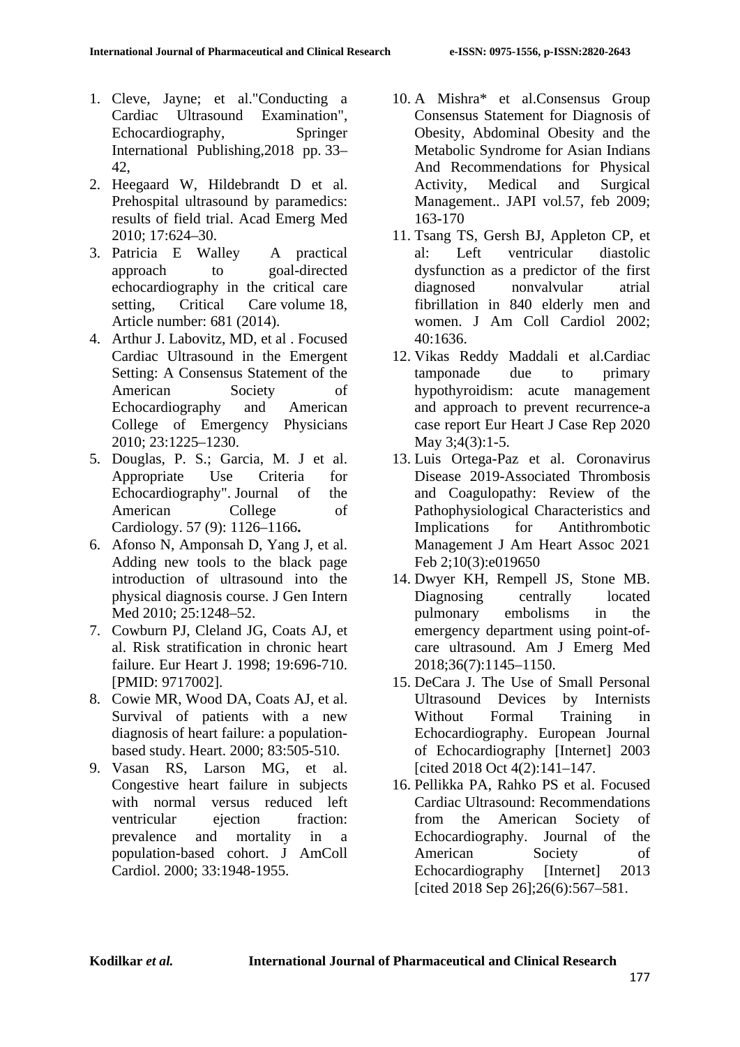1. Cleve, Jayne; et al."Conducting a Cardiac Ultrasound Examination", Echocardiography, Springer International Publishing,2018 pp. 33–42,
2. Heegaard W, Hildebrandt D et al. Prehospital ultrasound by paramedics: results of field trial. Acad Emerg Med 2010; 17:624–30.
3. Patricia E Walley A practical approach to goal-directed echocardiography in the critical care setting, Critical Care volume 18, Article number: 681 (2014).
4. Arthur J. Labovitz, MD, et al . Focused Cardiac Ultrasound in the Emergent Setting: A Consensus Statement of the American Society of Echocardiography and American College of Emergency Physicians 2010; 23:1225–1230.
5. Douglas, P. S.; Garcia, M. J et al. Appropriate Use Criteria for Echocardiography". Journal of the American College of Cardiology. 57 (9): 1126–1166**.**
6. Afonso N, Amponsah D, Yang J, et al. Adding new tools to the black page introduction of ultrasound into the physical diagnosis course. J Gen Intern Med 2010; 25:1248–52.
7. Cowburn PJ, Cleland JG, Coats AJ, et al. Risk stratification in chronic heart failure. Eur Heart J. 1998; 19:696-710. [PMID: 9717002].
8. Cowie MR, Wood DA, Coats AJ, et al. Survival of patients with a new diagnosis of heart failure: a population-based study. Heart. 2000; 83:505-510.
9. Vasan RS, Larson MG, et al. Congestive heart failure in subjects with normal versus reduced left ventricular ejection fraction: prevalence and mortality in a population-based cohort. J AmColl Cardiol. 2000; 33:1948-1955.
10. A Mishra* et al.Consensus Group Consensus Statement for Diagnosis of Obesity, Abdominal Obesity and the Metabolic Syndrome for Asian Indians And Recommendations for Physical Activity, Medical and Surgical Management.. JAPI vol.57, feb 2009; 163-170
11. Tsang TS, Gersh BJ, Appleton CP, et al: Left ventricular diastolic dysfunction as a predictor of the first diagnosed nonvalvular atrial fibrillation in 840 elderly men and women. J Am Coll Cardiol 2002; 40:1636.
12. Vikas Reddy Maddali et al.Cardiac tamponade due to primary hypothyroidism: acute management and approach to prevent recurrence-a case report Eur Heart J Case Rep 2020 May 3;4(3):1-5.
13. Luis Ortega-Paz et al. Coronavirus Disease 2019-Associated Thrombosis and Coagulopathy: Review of the Pathophysiological Characteristics and Implications for Antithrombotic Management J Am Heart Assoc 2021 Feb 2;10(3):e019650
14. Dwyer KH, Rempell JS, Stone MB. Diagnosing centrally located pulmonary embolisms in the emergency department using point-of-care ultrasound. Am J Emerg Med 2018;36(7):1145–1150.
15. DeCara J. The Use of Small Personal Ultrasound Devices by Internists Without Formal Training in Echocardiography. European Journal of Echocardiography [Internet] 2003 [cited 2018 Oct 4(2):141–147.
16. Pellikka PA, Rahko PS et al. Focused Cardiac Ultrasound: Recommendations from the American Society of Echocardiography. Journal of the American Society of Echocardiography [Internet] 2013 [cited 2018 Sep 26];26(6):567–581.